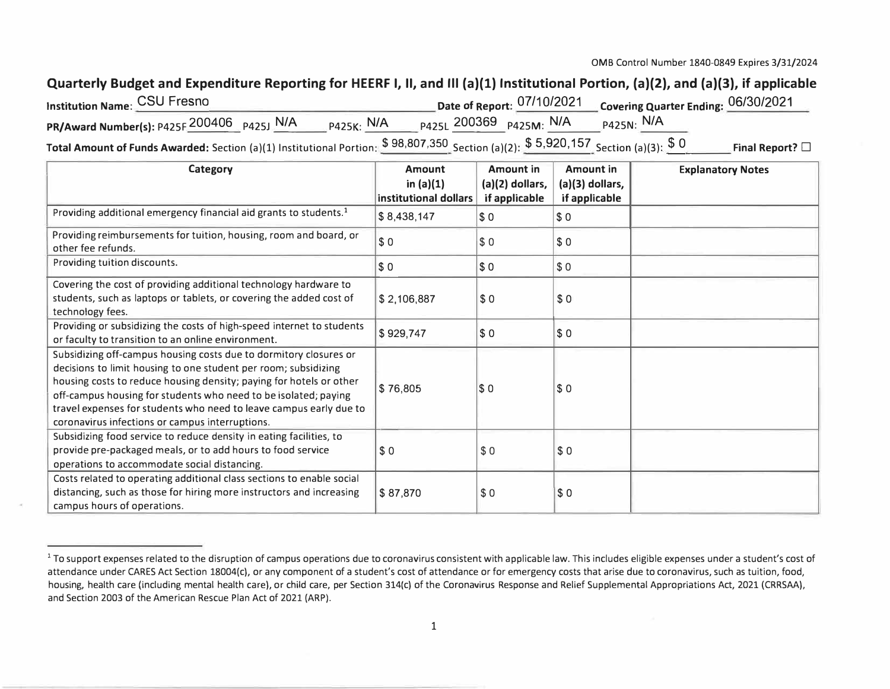OMB Control Number 1840-0849 Expires 3/31/2024

# Quarterly Budget and Expenditure Reporting for HEERF I, II, and III (a)(1) Institutional Portion, (a)(2), and (a)(3), if applicable

**Institution Name:** CSU Fresno **Date of Report:** 07/10/2021 **Covering Quarter Ending:** 06/30/2021

**PR/Award Number(s):** P425F 200406 P425J N/A P425K: N/A P425L 200369 P425M: N/A P425N: N/A

**Total Amount of Funds Awarded:** Section (a)(1) Institutional Portion: $ 98,807,350 Section (a)(2): $ 5,920,157 Section (a)(3): $ 0 **Final Report?** ☐

| Category | Amount in (a)(1) institutional dollars | Amount in (a)(2) dollars, if applicable | Amount in (a)(3) dollars, if applicable | Explanatory Notes |
|---|---|---|---|---|
| Providing additional emergency financial aid grants to students.[1] | $ 8,438,147 | $ 0 | $ 0 | |
| Providing reimbursements for tuition, housing, room and board, or other fee refunds. | $ 0 | $ 0 | $ 0 | |
| Providing tuition discounts. | $ 0 | $ 0 | $ 0 | |
| Covering the cost of providing additional technology hardware to students, such as laptops or tablets, or covering the added cost of technology fees. | $ 2,106,887 | $ 0 | $ 0 | |
| Providing or subsidizing the costs of high-speed internet to students or faculty to transition to an online environment. | $ 929,747 | $ 0 | $ 0 | |
| Subsidizing off-campus housing costs due to dormitory closures or decisions to limit housing to one student per room; subsidizing housing costs to reduce housing density; paying for hotels or other off-campus housing for students who need to be isolated; paying travel expenses for students who need to leave campus early due to coronavirus infections or campus interruptions. | $ 76,805 | $ 0 | $ 0 | |
| Subsidizing food service to reduce density in eating facilities, to provide pre-packaged meals, or to add hours to food service operations to accommodate social distancing. | $ 0 | $ 0 | $ 0 | |
| Costs related to operating additional class sections to enable social distancing, such as those for hiring more instructors and increasing campus hours of operations. | $ 87,870 | $ 0 | $ 0 | |

[1] To support expenses related to the disruption of campus operations due to coronavirus consistent with applicable law. This includes eligible expenses under a student's cost of attendance under CARES Act Section 18004(c), or any component of a student's cost of attendance or for emergency costs that arise due to coronavirus, such as tuition, food, housing, health care (including mental health care), or child care, per Section 314(c) of the Coronavirus Response and Relief Supplemental Appropriations Act, 2021 (CRRSAA), and Section 2003 of the American Rescue Plan Act of 2021 (ARP).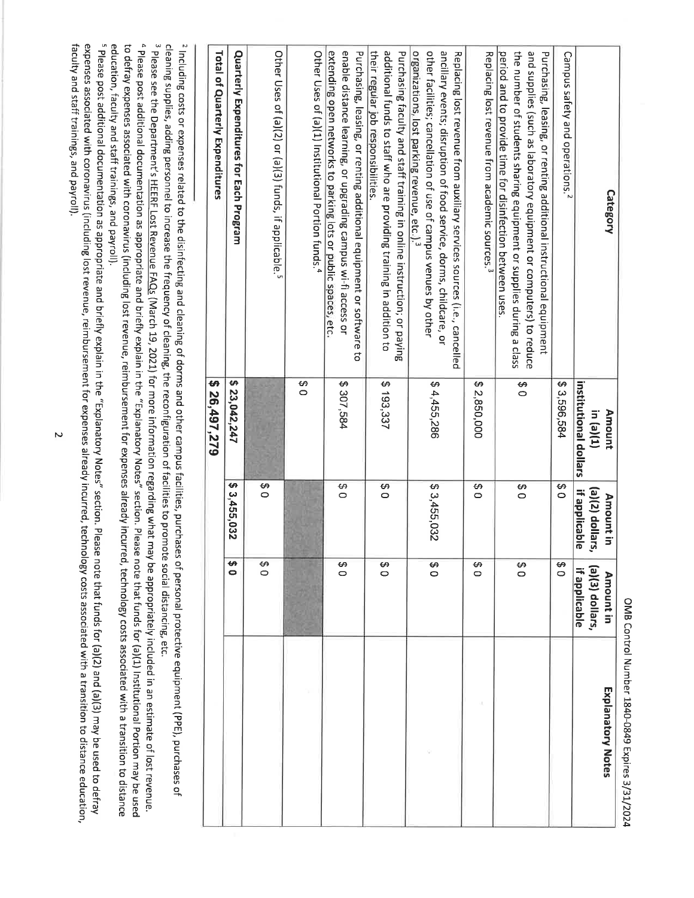OMB Control Number 1840-0849 Expires 3/31/2024

| Category | Amount in (a)(1) institutional dollars | Amount in (a)(2) dollars, if applicable | Amount in (a)(3) dollars, if applicable | Explanatory Notes |
|---|---|---|---|---|
| Campus safety and operations.[2] | $ 3,596,584 | $ 0 | $ 0 | |
| Purchasing, leasing, or renting additional instructional equipment and supplies (such as laboratory equipment or computers) to reduce the number of students sharing equipment or supplies during a class period and to provide time for disinfection between uses. | $ 0 | $ 0 | $ 0 | |
| Replacing lost revenue from academic sources.[3] | $ 2,850,000 | $ 0 | $ 0 | |
| Replacing lost revenue from auxiliary services sources (i.e., cancelled ancillary events; disruption of food service, dorms, childcare, or other facilities; cancellation of use of campus venues by other organizations, lost parking revenue, etc.)[3] | $ 4,455,286 | $ 3,455,032 | $ 0 | |
| Purchasing faculty and staff training in online instruction; or paying additional funds to staff who are providing training in addition to their regular job responsibilities. | $ 193,337 | $ 0 | $ 0 | |
| Purchasing, leasing, or renting additional equipment or software to enable distance learning, or upgrading campus wi-fi access or extending open networks to parking lots or public spaces, etc. | $ 307,584 | $ 0 | $ 0 | |
| Other Uses of (a)(1) Institutional Portion funds.[4] | $ 0 | | | |
| Other Uses of (a)(2) or (a)(3) funds, if applicable.[5] | | $ 0 | $ 0 | |
| **Quarterly Expenditures for Each Program** | **$ 23,042,247** | **$ 3,455,032** | **$ 0** | |
| **Total of Quarterly Expenditures** | **$ 26,497,279** | | | |

[2] Including costs or expenses related to the disinfecting and cleaning of dorms and other campus facilities, purchases of personal protective equipment (PPE), purchases of cleaning supplies, adding personnel to increase the frequency of cleaning, the reconfiguration of facilities to promote social distancing, etc.

[3] Please see the Department's HEERF Lost Revenue FAQs (March 19, 2021) for more information regarding what may be appropriately included in an estimate of lost revenue.

[4] Please post additional documentation as appropriate and briefly explain in the "Explanatory Notes" section. Please note that funds for (a)(1) Institutional Portion may be used to defray expenses associated with coronavirus (including lost revenue, reimbursement for expenses already incurred, technology costs associated with a transition to distance education, faculty and staff trainings, and payroll).

[5] Please post additional documentation as appropriate and briefly explain in the "Explanatory Notes" section. Please note that funds for (a)(2) and (a)(3) may be used to defray expenses associated with coronavirus (including lost revenue, reimbursement for expenses already incurred, technology costs associated with a transition to distance education, faculty and staff trainings, and payroll).